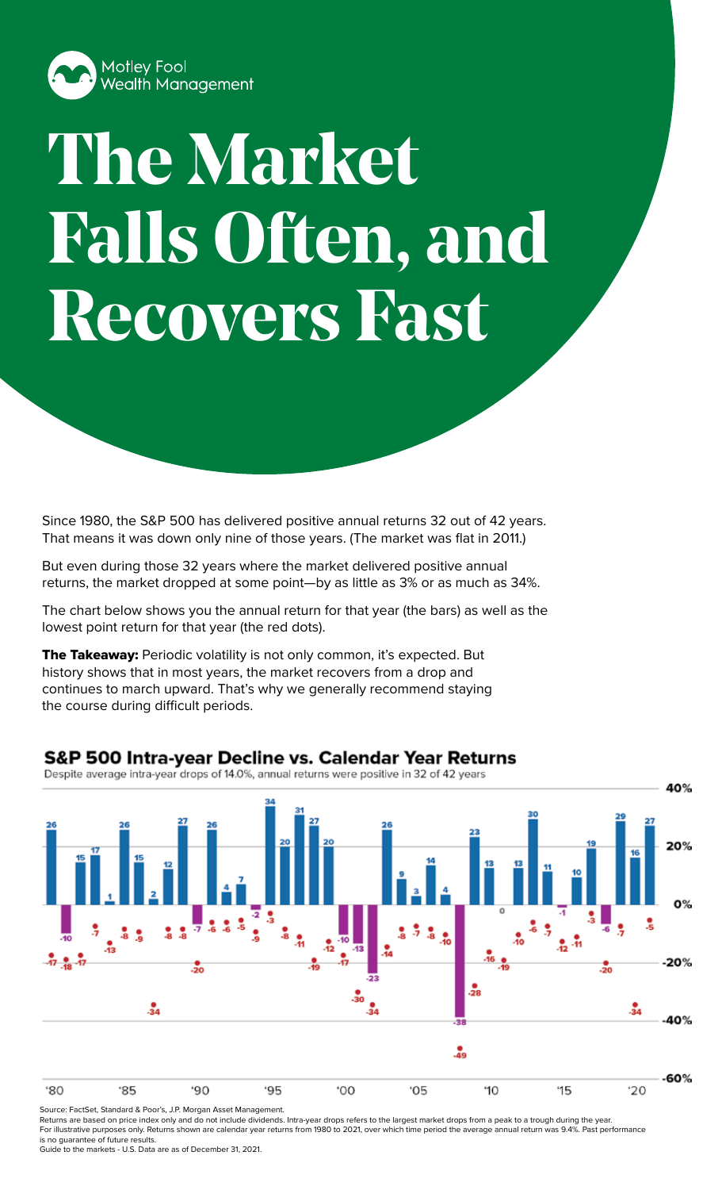Motley Fool Wealth Management

# The Market Falls Often, and Recovers Fast

Since 1980, the S&P 500 has delivered positive annual returns 32 out of 42 years. That means it was down only nine of those years. (The market was flat in 2011.)

But even during those 32 years where the market delivered positive annual returns, the market dropped at some point—by as little as 3% or as much as 34%.

The chart below shows you the annual return for that year (the bars) as well as the lowest point return for that year (the red dots).

**The Takeaway:** Periodic volatility is not only common, it's expected. But history shows that in most years, the market recovers from a drop and continues to march upward. That's why we generally recommend staying the course during difficult periods.

## S&P 500 Intra-year Decline vs. Calendar Year Returns

Despite average intra-year drops of 14.0%, annual returns were positive in 32 of 42 years

| Year | Calendar Year Return (%) | Intra-year Decline (%) |
|---|---|---|
| 1980 | 26 | -17 |
| 1981 | -10 | -18 |
| 1982 | 15 | -17 |
| 1983 | 17 | -7 |
| 1984 | 1 | -13 |
| 1985 | 26 | -8 |
| 1986 | 15 | -9 |
| 1987 | 2 | -34 |
| 1988 | 12 | -8 |
| 1989 | 27 | -8 |
| 1990 | -7 | -20 |
| 1991 | 26 | -6 |
| 1992 | 4 | -6 |
| 1993 | 7 | -5 |
| 1994 | -2 | -9 |
| 1995 | 34 | -3 |
| 1996 | 20 | -8 |
| 1997 | 31 | -11 |
| 1998 | 27 | -19 |
| 1999 | 20 | -12 |
| 2000 | -10 | -17 |
| 2001 | -13 | -30 |
| 2002 | -23 | -34 |
| 2003 | 26 | -14 |
| 2004 | 9 | -8 |
| 2005 | 3 | -7 |
| 2006 | 14 | -8 |
| 2007 | 4 | -10 |
| 2008 | -38 | -49 |
| 2009 | 23 | -28 |
| 2010 | 13 | -16 |
| 2011 | 0 | -19 |
| 2012 | 13 | -10 |
| 2013 | 30 | -6 |
| 2014 | 11 | -7 |
| 2015 | -1 | -12 |
| 2016 | 10 | -11 |
| 2017 | 19 | -3 |
| 2018 | -6 | -20 |
| 2019 | 29 | -7 |
| 2020 | 16 | -34 |
| 2021 | 27 | -5 |

Source: FactSet, Standard & Poor's, J.P. Morgan Asset Management.
Returns are based on price index only and do not include dividends. Intra-year drops refers to the largest market drops from a peak to a trough during the year.
For illustrative purposes only. Returns shown are calendar year returns from 1980 to 2021, over which time period the average annual return was 9.4%. Past performance is no guarantee of future results.
Guide to the markets - U.S. Data are as of December 31, 2021.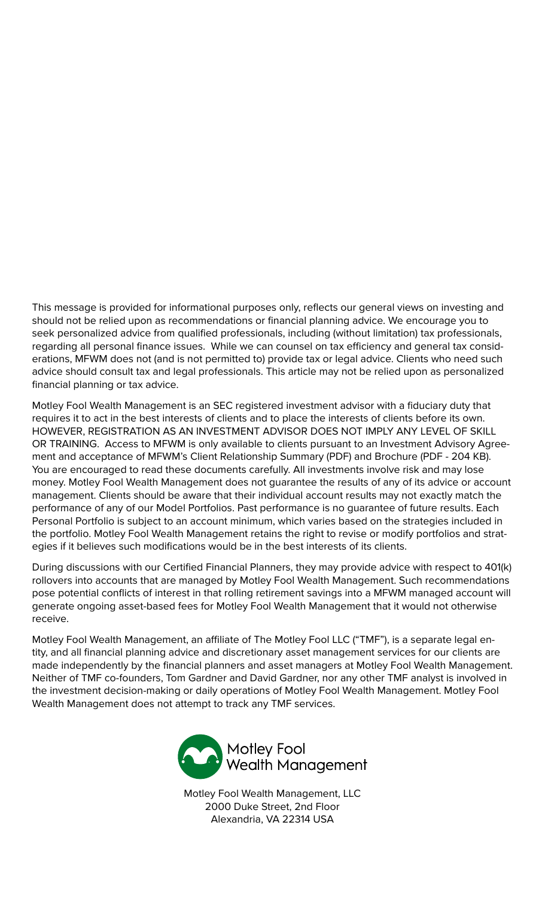This message is provided for informational purposes only, reflects our general views on investing and should not be relied upon as recommendations or financial planning advice. We encourage you to seek personalized advice from qualified professionals, including (without limitation) tax professionals, regarding all personal finance issues. While we can counsel on tax efficiency and general tax considerations, MFWM does not (and is not permitted to) provide tax or legal advice. Clients who need such advice should consult tax and legal professionals. This article may not be relied upon as personalized financial planning or tax advice.

Motley Fool Wealth Management is an SEC registered investment advisor with a fiduciary duty that requires it to act in the best interests of clients and to place the interests of clients before its own. HOWEVER, REGISTRATION AS AN INVESTMENT ADVISOR DOES NOT IMPLY ANY LEVEL OF SKILL OR TRAINING. Access to MFWM is only available to clients pursuant to an Investment Advisory Agreement and acceptance of MFWM's Client Relationship Summary (PDF) and Brochure (PDF - 204 KB). You are encouraged to read these documents carefully. All investments involve risk and may lose money. Motley Fool Wealth Management does not guarantee the results of any of its advice or account management. Clients should be aware that their individual account results may not exactly match the performance of any of our Model Portfolios. Past performance is no guarantee of future results. Each Personal Portfolio is subject to an account minimum, which varies based on the strategies included in the portfolio. Motley Fool Wealth Management retains the right to revise or modify portfolios and strategies if it believes such modifications would be in the best interests of its clients.

During discussions with our Certified Financial Planners, they may provide advice with respect to 401(k) rollovers into accounts that are managed by Motley Fool Wealth Management. Such recommendations pose potential conflicts of interest in that rolling retirement savings into a MFWM managed account will generate ongoing asset-based fees for Motley Fool Wealth Management that it would not otherwise receive.

Motley Fool Wealth Management, an affiliate of The Motley Fool LLC ("TMF"), is a separate legal entity, and all financial planning advice and discretionary asset management services for our clients are made independently by the financial planners and asset managers at Motley Fool Wealth Management. Neither of TMF co-founders, Tom Gardner and David Gardner, nor any other TMF analyst is involved in the investment decision-making or daily operations of Motley Fool Wealth Management. Motley Fool Wealth Management does not attempt to track any TMF services.

Motley Fool Wealth Management

Motley Fool Wealth Management, LLC
2000 Duke Street, 2nd Floor
Alexandria, VA 22314 USA